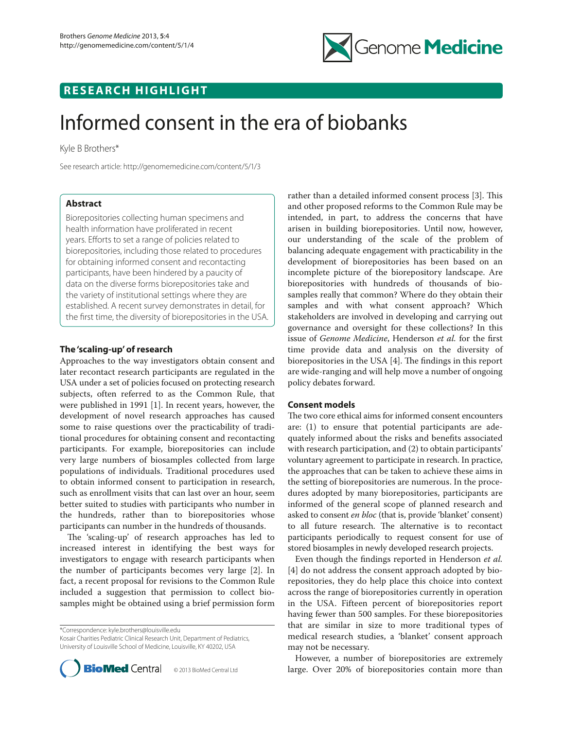## RESEARCH HIGHLIGHT

# Informed consent in the era of biobanks

Kyle B Brothers*

See research article: http://genomemedicine.com/content/5/1/3

### Abstract

Biorepositories collecting human specimens and health information have proliferated in recent years. Efforts to set a range of policies related to biorepositories, including those related to procedures for obtaining informed consent and recontacting participants, have been hindered by a paucity of data on the diverse forms biorepositories take and the variety of institutional settings where they are established. A recent survey demonstrates in detail, for the first time, the diversity of biorepositories in the USA.

### The 'scaling-up' of research

Approaches to the way investigators obtain consent and later recontact research participants are regulated in the USA under a set of policies focused on protecting research subjects, often referred to as the Common Rule, that were published in 1991 [1]. In recent years, however, the development of novel research approaches has caused some to raise questions over the practicability of traditional procedures for obtaining consent and recontacting participants. For example, biorepositories can include very large numbers of biosamples collected from large populations of individuals. Traditional procedures used to obtain informed consent to participation in research, such as enrollment visits that can last over an hour, seem better suited to studies with participants who number in the hundreds, rather than to biorepositories whose participants can number in the hundreds of thousands.

The 'scaling-up' of research approaches has led to increased interest in identifying the best ways for investigators to engage with research participants when the number of participants becomes very large [2]. In fact, a recent proposal for revisions to the Common Rule included a suggestion that permission to collect biosamples might be obtained using a brief permission form rather than a detailed informed consent process [3]. This and other proposed reforms to the Common Rule may be intended, in part, to address the concerns that have arisen in building biorepositories. Until now, however, our understanding of the scale of the problem of balancing adequate engagement with practicability in the development of biorepositories has been based on an incomplete picture of the biorepository landscape. Are biorepositories with hundreds of thousands of biosamples really that common? Where do they obtain their samples and with what consent approach? Which stakeholders are involved in developing and carrying out governance and oversight for these collections? In this issue of *Genome Medicine*, Henderson *et al.* for the first time provide data and analysis on the diversity of biorepositories in the USA [4]. The findings in this report are wide-ranging and will help move a number of ongoing policy debates forward.

### Consent models

The two core ethical aims for informed consent encounters are: (1) to ensure that potential participants are adequately informed about the risks and benefits associated with research participation, and (2) to obtain participants' voluntary agreement to participate in research. In practice, the approaches that can be taken to achieve these aims in the setting of biorepositories are numerous. In the procedures adopted by many biorepositories, participants are informed of the general scope of planned research and asked to consent *en bloc* (that is, provide 'blanket' consent) to all future research. The alternative is to recontact participants periodically to request consent for use of stored biosamples in newly developed research projects.

Even though the findings reported in Henderson *et al.* [4] do not address the consent approach adopted by biorepositories, they do help place this choice into context across the range of biorepositories currently in operation in the USA. Fifteen percent of biorepositories report having fewer than 500 samples. For these biorepositories that are similar in size to more traditional types of medical research studies, a 'blanket' consent approach may not be necessary.

However, a number of biorepositories are extremely large. Over 20% of biorepositories contain more than

*Correspondence: kyle.brothers@louisville.edu
Kosair Charities Pediatric Clinical Research Unit, Department of Pediatrics, University of Louisville School of Medicine, Louisville, KY 40202, USA

© 2013 BioMed Central Ltd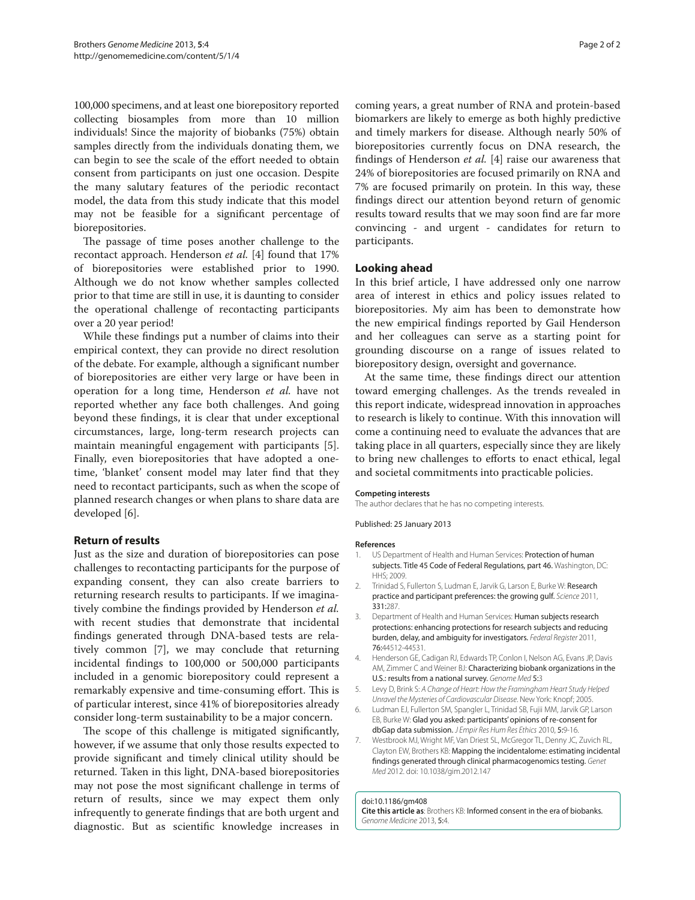100,000 specimens, and at least one biorepository reported collecting biosamples from more than 10 million individuals! Since the majority of biobanks (75%) obtain samples directly from the individuals donating them, we can begin to see the scale of the effort needed to obtain consent from participants on just one occasion. Despite the many salutary features of the periodic recontact model, the data from this study indicate that this model may not be feasible for a significant percentage of biorepositories.

The passage of time poses another challenge to the recontact approach. Henderson *et al.* [4] found that 17% of biorepositories were established prior to 1990. Although we do not know whether samples collected prior to that time are still in use, it is daunting to consider the operational challenge of recontacting participants over a 20 year period!

While these findings put a number of claims into their empirical context, they can provide no direct resolution of the debate. For example, although a significant number of biorepositories are either very large or have been in operation for a long time, Henderson *et al.* have not reported whether any face both challenges. And going beyond these findings, it is clear that under exceptional circumstances, large, long-term research projects can maintain meaningful engagement with participants [5]. Finally, even biorepositories that have adopted a one-time, 'blanket' consent model may later find that they need to recontact participants, such as when the scope of planned research changes or when plans to share data are developed [6].

## Return of results

Just as the size and duration of biorepositories can pose challenges to recontacting participants for the purpose of expanding consent, they can also create barriers to returning research results to participants. If we imaginatively combine the findings provided by Henderson *et al.* with recent studies that demonstrate that incidental findings generated through DNA-based tests are relatively common [7], we may conclude that returning incidental findings to 100,000 or 500,000 participants included in a genomic biorepository could represent a remarkably expensive and time-consuming effort. This is of particular interest, since 41% of biorepositories already consider long-term sustainability to be a major concern.

The scope of this challenge is mitigated significantly, however, if we assume that only those results expected to provide significant and timely clinical utility should be returned. Taken in this light, DNA-based biorepositories may not pose the most significant challenge in terms of return of results, since we may expect them only infrequently to generate findings that are both urgent and diagnostic. But as scientific knowledge increases in coming years, a great number of RNA and protein-based biomarkers are likely to emerge as both highly predictive and timely markers for disease. Although nearly 50% of biorepositories currently focus on DNA research, the findings of Henderson *et al.* [4] raise our awareness that 24% of biorepositories are focused primarily on RNA and 7% are focused primarily on protein. In this way, these findings direct our attention beyond return of genomic results toward results that we may soon find are far more convincing - and urgent - candidates for return to participants.

## Looking ahead

In this brief article, I have addressed only one narrow area of interest in ethics and policy issues related to biorepositories. My aim has been to demonstrate how the new empirical findings reported by Gail Henderson and her colleagues can serve as a starting point for grounding discourse on a range of issues related to biorepository design, oversight and governance.

At the same time, these findings direct our attention toward emerging challenges. As the trends revealed in this report indicate, widespread innovation in approaches to research is likely to continue. With this innovation will come a continuing need to evaluate the advances that are taking place in all quarters, especially since they are likely to bring new challenges to efforts to enact ethical, legal and societal commitments into practicable policies.

#### Competing interests

The author declares that he has no competing interests.

Published: 25 January 2013

#### References

1. US Department of Health and Human Services: Protection of human subjects. Title 45 Code of Federal Regulations, part 46. Washington, DC: HHS; 2009.
2. Trinidad S, Fullerton S, Ludman E, Jarvik G, Larson E, Burke W: Research practice and participant preferences: the growing gulf. *Science* 2011, **331**:287.
3. Department of Health and Human Services: Human subjects research protections: enhancing protections for research subjects and reducing burden, delay, and ambiguity for investigators. *Federal Register* 2011, **76**:44512-44531.
4. Henderson GE, Cadigan RJ, Edwards TP, Conlon I, Nelson AG, Evans JP, Davis AM, Zimmer C and Weiner BJ: Characterizing biobank organizations in the U.S.: results from a national survey. *Genome Med* **5**:3
5. Levy D, Brink S: *A Change of Heart: How the Framingham Heart Study Helped Unravel the Mysteries of Cardiovascular Disease*. New York: Knopf; 2005.
6. Ludman EJ, Fullerton SM, Spangler L, Trinidad SB, Fujii MM, Jarvik GP, Larson EB, Burke W: Glad you asked: participants' opinions of re-consent for dbGap data submission. *J Empir Res Hum Res Ethics* 2010, **5**:9-16.
7. Westbrook MJ, Wright MF, Van Driest SL, McGregor TL, Denny JC, Zuvich RL, Clayton EW, Brothers KB: Mapping the incidentalome: estimating incidental findings generated through clinical pharmacogenomics testing. *Genet Med* 2012. doi: 10.1038/gim.2012.147

doi:10.1186/gm408

**Cite this article as**: Brothers KB: Informed consent in the era of biobanks. *Genome Medicine* 2013, **5**:4.